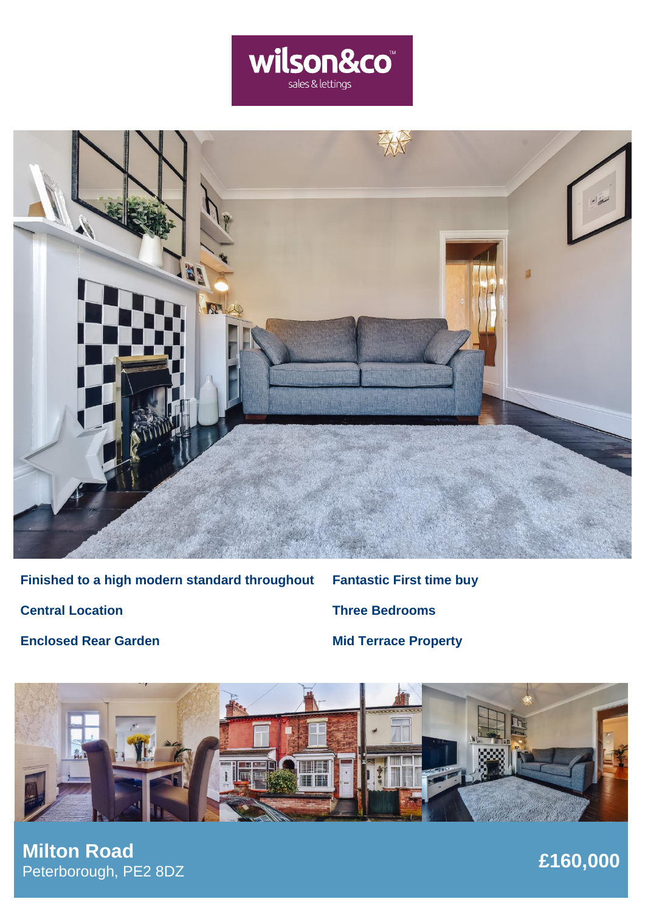wilson&co™
sales & lettings

**Finished to a high modern standard throughout**

**Fantastic First time buy**

**Central Location**

**Three Bedrooms**

**Enclosed Rear Garden**

**Mid Terrace Property**

# Milton Road

Peterborough, PE2 8DZ

**£160,000**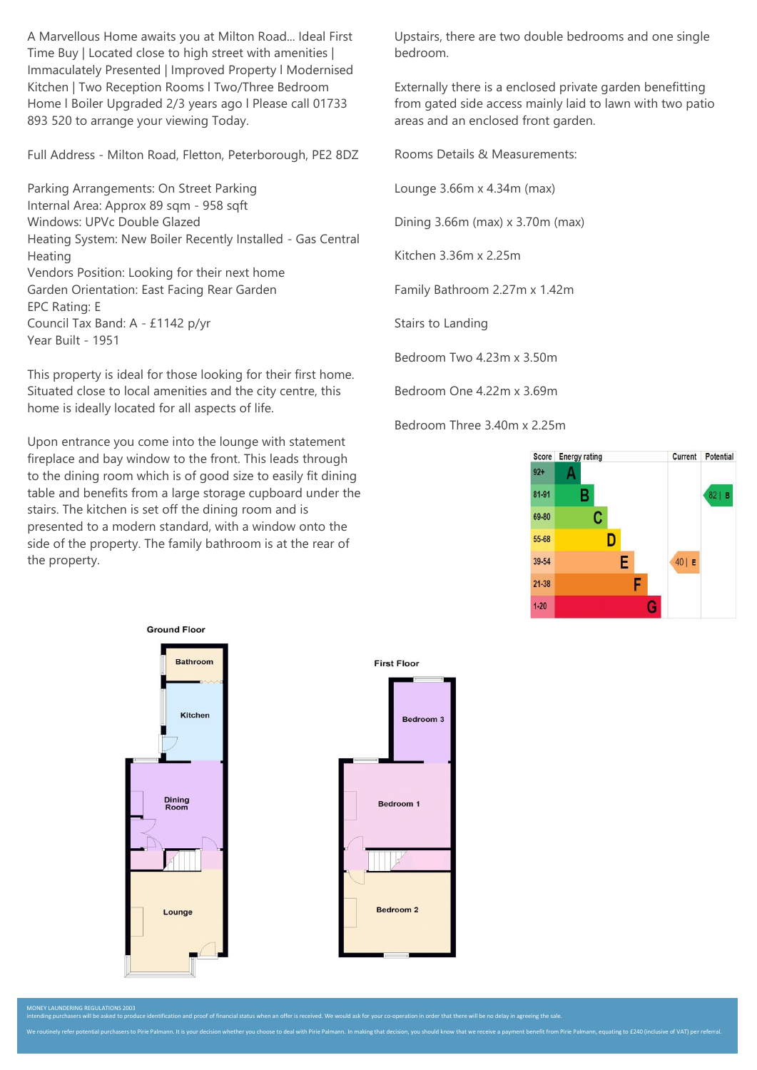A Marvellous Home awaits you at Milton Road... Ideal First Time Buy | Located close to high street with amenities | Immaculately Presented | Improved Property l Modernised Kitchen | Two Reception Rooms l Two/Three Bedroom Home l Boiler Upgraded 2/3 years ago l Please call 01733 893 520 to arrange your viewing Today.

Full Address - Milton Road, Fletton, Peterborough, PE2 8DZ

Parking Arrangements: On Street Parking
Internal Area: Approx 89 sqm - 958 sqft
Windows: UPVc Double Glazed
Heating System: New Boiler Recently Installed - Gas Central Heating
Vendors Position: Looking for their next home
Garden Orientation: East Facing Rear Garden
EPC Rating: E
Council Tax Band: A - £1142 p/yr
Year Built - 1951

This property is ideal for those looking for their first home. Situated close to local amenities and the city centre, this home is ideally located for all aspects of life.

Upon entrance you come into the lounge with statement fireplace and bay window to the front. This leads through to the dining room which is of good size to easily fit dining table and benefits from a large storage cupboard under the stairs. The kitchen is set off the dining room and is presented to a modern standard, with a window onto the side of the property. The family bathroom is at the rear of the property.

Upstairs, there are two double bedrooms and one single bedroom.

Externally there is a enclosed private garden benefitting from gated side access mainly laid to lawn with two patio areas and an enclosed front garden.

Rooms Details & Measurements:

Lounge 3.66m x 4.34m (max)

Dining 3.66m (max) x 3.70m (max)

Kitchen 3.36m x 2.25m

Family Bathroom 2.27m x 1.42m

Stairs to Landing

Bedroom Two 4.23m x 3.50m

Bedroom One 4.22m x 3.69m

Bedroom Three 3.40m x 2.25m

Score
Energy rating
Current
Potential
92+ A
81-91 B
69-80 C
55-68 D
39-54 E
21-38 F
1-20 G
40 | E
82 | B

Ground Floor
Bathroom
Kitchen
Dining Room
Lounge

First Floor
Bedroom 3
Bedroom 1
Bedroom 2

MONEY LAUNDERING REGULATIONS 2003
intending purchasers will be asked to produce identification and proof of financial status when an offer is received. We would ask for your co-operation in order that there will be no delay in agreeing the sale.

We routinely refer potential purchasers to Pirie Palmann. It is your decision whether you choose to deal with Pirie Palmann. In making that decision, you should know that we receive a payment benefit from Pirie Palmann, equating to £240 (inclusive of VAT) per referral.